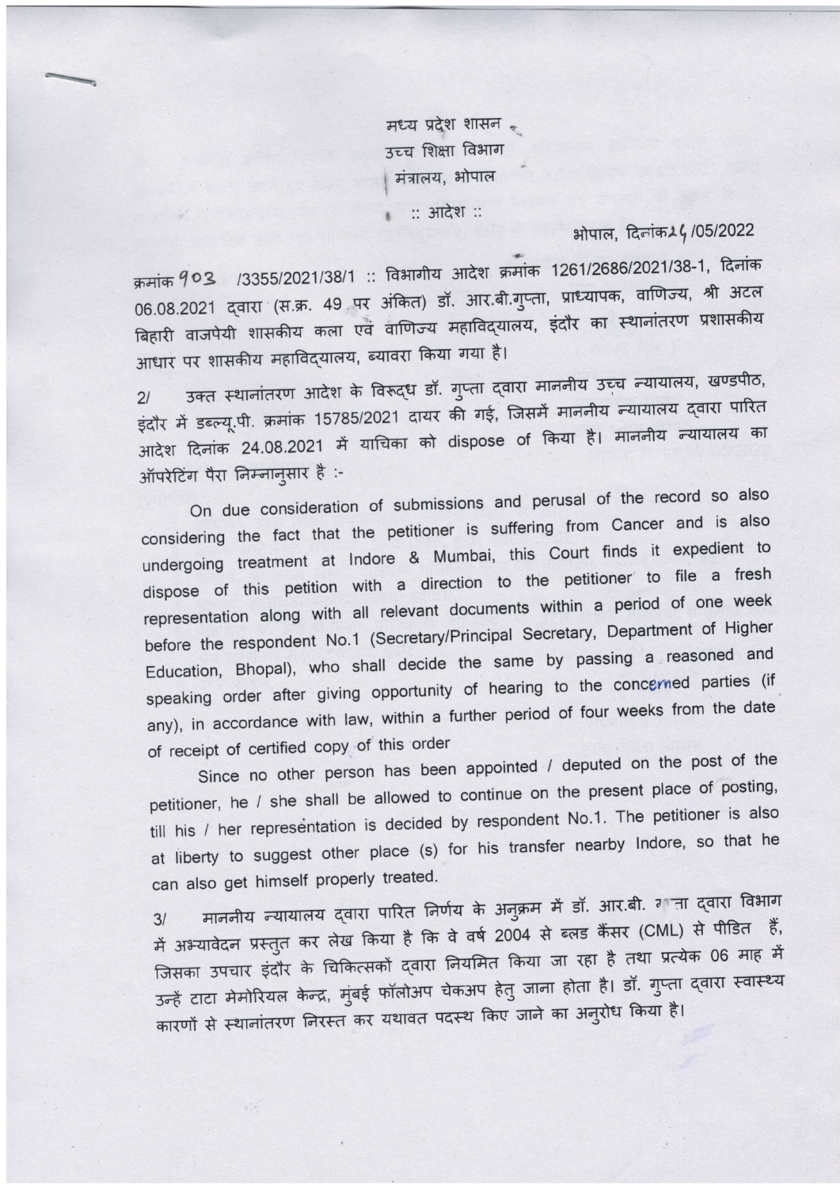मध्य प्रदेश शासन
उच्च शिक्षा विभाग
मंत्रालय, भोपाल

:: आदेश ::

भोपाल, दिनांक 26/05/2022

क्रमांक 903 /3355/2021/38/1 :: विभागीय आदेश क्रमांक 1261/2686/2021/38-1, दिनांक 06.08.2021 द्वारा (स.क्र. 49 पर अंकित) डॉ. आर.बी.गुप्ता, प्राध्यापक, वाणिज्य, श्री अटल बिहारी वाजपेयी शासकीय कला एवं वाणिज्य महाविद्यालय, इंदौर का स्थानांतरण प्रशासकीय आधार पर शासकीय महाविद्यालय, ब्यावरा किया गया है।

2/ उक्त स्थानांतरण आदेश के विरूद्ध डॉ. गुप्ता द्वारा माननीय उच्च न्यायालय, खण्डपीठ, इंदौर में डब्ल्यू.पी. क्रमांक 15785/2021 दायर की गई, जिसमें माननीय न्यायालय द्वारा पारित आदेश दिनांक 24.08.2021 में याचिका को dispose of किया है। माननीय न्यायालय का ऑपरेटिंग पैरा निम्नानुसार है :-

On due consideration of submissions and perusal of the record so also considering the fact that the petitioner is suffering from Cancer and is also undergoing treatment at Indore & Mumbai, this Court finds it expedient to dispose of this petition with a direction to the petitioner to file a fresh representation along with all relevant documents within a period of one week before the respondent No.1 (Secretary/Principal Secretary, Department of Higher Education, Bhopal), who shall decide the same by passing a reasoned and speaking order after giving opportunity of hearing to the concerned parties (if any), in accordance with law, within a further period of four weeks from the date of receipt of certified copy of this order

Since no other person has been appointed / deputed on the post of the petitioner, he / she shall be allowed to continue on the present place of posting, till his / her representation is decided by respondent No.1. The petitioner is also at liberty to suggest other place (s) for his transfer nearby Indore, so that he can also get himself properly treated.

3/ माननीय न्यायालय द्वारा पारित निर्णय के अनुक्रम में डॉ. आर.बी. गुप्ता द्वारा विभाग में अभ्यावेदन प्रस्तुत कर लेख किया है कि वे वर्ष 2004 से ब्लड कैंसर (CML) से पीडित हैं, जिसका उपचार इंदौर के चिकित्सकों द्वारा नियमित किया जा रहा है तथा प्रत्येक 06 माह में उन्हें टाटा मेमोरियल केन्द्र, मुंबई फॉलोअप चेकअप हेतु जाना होता है। डॉ. गुप्ता द्वारा स्वास्थ्य कारणों से स्थानांतरण निरस्त कर यथावत पदस्थ किए जाने का अनुरोध किया है।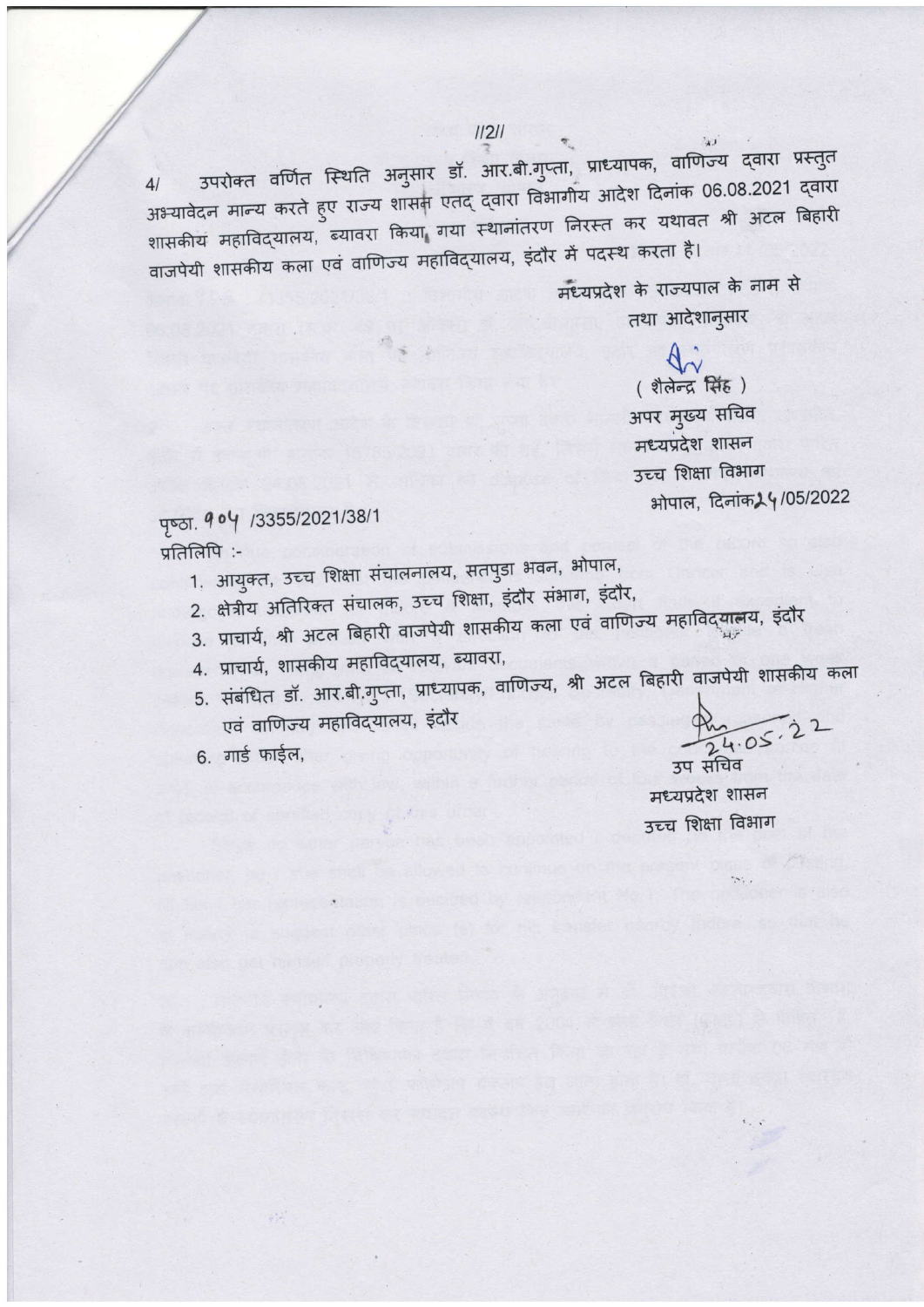//2//

4/ उपरोक्त वर्णित स्थिति अनुसार डॉ. आर.बी.गुप्ता, प्राध्यापक, वाणिज्य द्वारा प्रस्तुत अभ्यावेदन मान्य करते हुए राज्य शासन एतद् द्वारा विभागीय आदेश दिनांक 06.08.2021 द्वारा शासकीय महाविद्यालय, ब्यावरा किया गया स्थानांतरण निरस्त कर यथावत श्री अटल बिहारी वाजपेयी शासकीय कला एवं वाणिज्य महाविद्यालय, इंदौर में पदस्थ करता है।

मध्यप्रदेश के राज्यपाल के नाम से
तथा आदेशानुसार

( शैलेन्द्र सिंह )
अपर मुख्य सचिव
मध्यप्रदेश शासन
उच्च शिक्षा विभाग
भोपाल, दिनांक 24/05/2022

पृष्ठा. 904 /3355/2021/38/1

प्रतिलिपि :-

1. आयुक्त, उच्च शिक्षा संचालनालय, सतपुडा भवन, भोपाल,
2. क्षेत्रीय अतिरिक्त संचालक, उच्च शिक्षा, इंदौर संभाग, इंदौर,
3. प्राचार्य, श्री अटल बिहारी वाजपेयी शासकीय कला एवं वाणिज्य महाविद्यालय, इंदौर
4. प्राचार्य, शासकीय महाविद्यालय, ब्यावरा,
5. संबंधित डॉ. आर.बी.गुप्ता, प्राध्यापक, वाणिज्य, श्री अटल बिहारी वाजपेयी शासकीय कला एवं वाणिज्य महाविद्यालय, इंदौर
6. गार्ड फाईल,

24.05.22
उप सचिव
मध्यप्रदेश शासन
उच्च शिक्षा विभाग